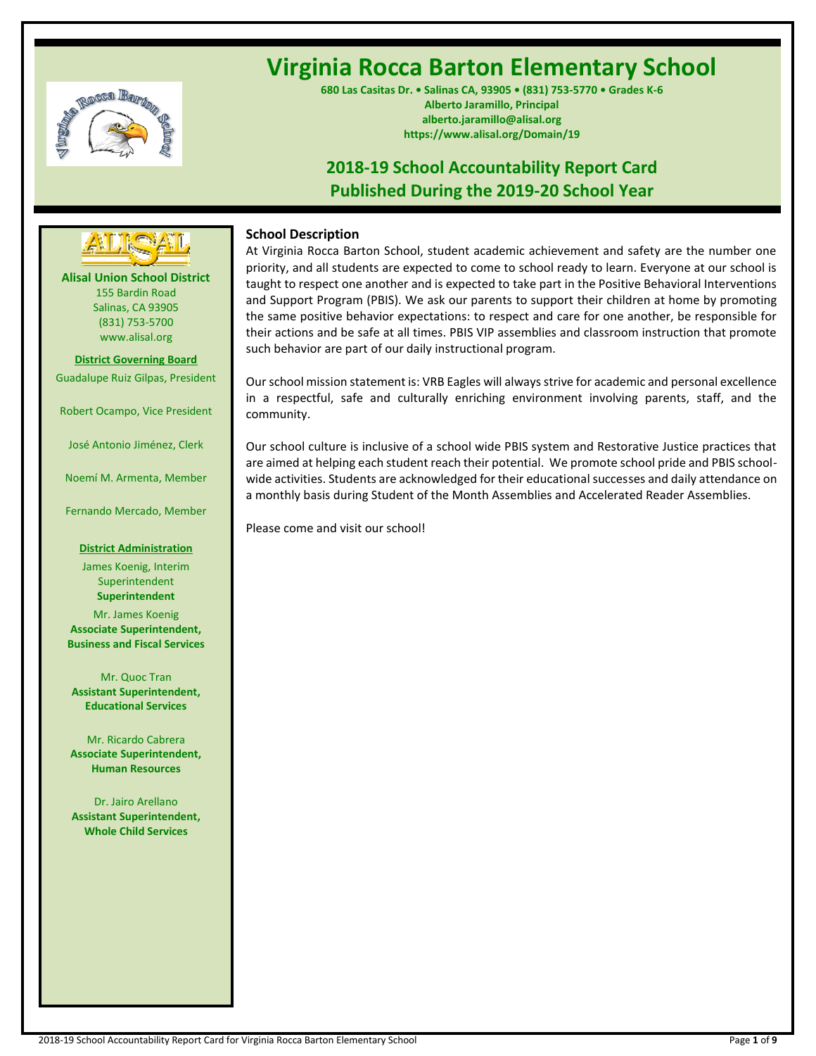# Virginia Rocca Barton Elementary School

**680 Las Casitas Dr. • Salinas CA, 93905 • (831) 753-5770 • Grades K-6**
**Alberto Jaramillo, Principal**
**alberto.jaramillo@alisal.org**
**https://www.alisal.org/Domain/19**

## 2018-19 School Accountability Report Card
## Published During the 2019-20 School Year

**Alisal Union School District**
155 Bardin Road
Salinas, CA 93905
(831) 753-5700
www.alisal.org

**District Governing Board**

Guadalupe Ruiz Gilpas, President

Robert Ocampo, Vice President

José Antonio Jiménez, Clerk

Noemí M. Armenta, Member

Fernando Mercado, Member

**District Administration**

James Koenig, Interim Superintendent
**Superintendent**

Mr. James Koenig
**Associate Superintendent, Business and Fiscal Services**

Mr. Quoc Tran
**Assistant Superintendent, Educational Services**

Mr. Ricardo Cabrera
**Associate Superintendent, Human Resources**

Dr. Jairo Arellano
**Assistant Superintendent, Whole Child Services**

### School Description

At Virginia Rocca Barton School, student academic achievement and safety are the number one priority, and all students are expected to come to school ready to learn. Everyone at our school is taught to respect one another and is expected to take part in the Positive Behavioral Interventions and Support Program (PBIS). We ask our parents to support their children at home by promoting the same positive behavior expectations: to respect and care for one another, be responsible for their actions and be safe at all times. PBIS VIP assemblies and classroom instruction that promote such behavior are part of our daily instructional program.

Our school mission statement is: VRB Eagles will always strive for academic and personal excellence in a respectful, safe and culturally enriching environment involving parents, staff, and the community.

Our school culture is inclusive of a school wide PBIS system and Restorative Justice practices that are aimed at helping each student reach their potential. We promote school pride and PBIS school-wide activities. Students are acknowledged for their educational successes and daily attendance on a monthly basis during Student of the Month Assemblies and Accelerated Reader Assemblies.

Please come and visit our school!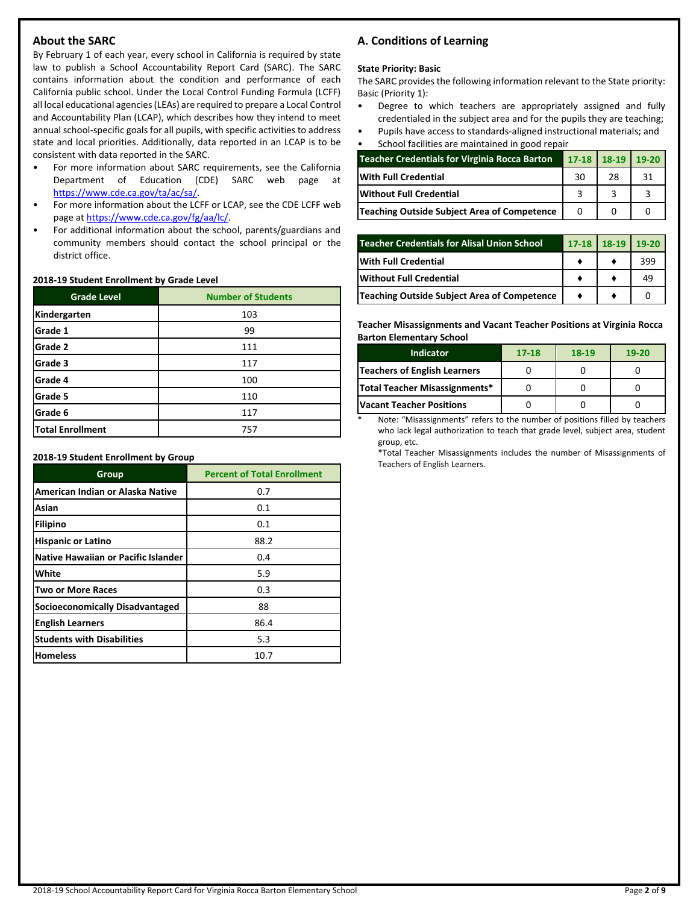## About the SARC

By February 1 of each year, every school in California is required by state law to publish a School Accountability Report Card (SARC). The SARC contains information about the condition and performance of each California public school. Under the Local Control Funding Formula (LCFF) all local educational agencies (LEAs) are required to prepare a Local Control and Accountability Plan (LCAP), which describes how they intend to meet annual school-specific goals for all pupils, with specific activities to address state and local priorities. Additionally, data reported in an LCAP is to be consistent with data reported in the SARC.

- For more information about SARC requirements, see the California Department of Education (CDE) SARC web page at https://www.cde.ca.gov/ta/ac/sa/.
- For more information about the LCFF or LCAP, see the CDE LCFF web page at https://www.cde.ca.gov/fg/aa/lc/.
- For additional information about the school, parents/guardians and community members should contact the school principal or the district office.

**2018-19 Student Enrollment by Grade Level**

| Grade Level | Number of Students |
|---|---|
| Kindergarten | 103 |
| Grade 1 | 99 |
| Grade 2 | 111 |
| Grade 3 | 117 |
| Grade 4 | 100 |
| Grade 5 | 110 |
| Grade 6 | 117 |
| Total Enrollment | 757 |

**2018-19 Student Enrollment by Group**

| Group | Percent of Total Enrollment |
|---|---|
| American Indian or Alaska Native | 0.7 |
| Asian | 0.1 |
| Filipino | 0.1 |
| Hispanic or Latino | 88.2 |
| Native Hawaiian or Pacific Islander | 0.4 |
| White | 5.9 |
| Two or More Races | 0.3 |
| Socioeconomically Disadvantaged | 88 |
| English Learners | 86.4 |
| Students with Disabilities | 5.3 |
| Homeless | 10.7 |

## A. Conditions of Learning

**State Priority: Basic**

The SARC provides the following information relevant to the State priority: Basic (Priority 1):

- Degree to which teachers are appropriately assigned and fully credentialed in the subject area and for the pupils they are teaching;
- Pupils have access to standards-aligned instructional materials; and
- School facilities are maintained in good repair

| Teacher Credentials for Virginia Rocca Barton | 17-18 | 18-19 | 19-20 |
|---|---|---|---|
| With Full Credential | 30 | 28 | 31 |
| Without Full Credential | 3 | 3 | 3 |
| Teaching Outside Subject Area of Competence | 0 | 0 | 0 |

| Teacher Credentials for Alisal Union School | 17-18 | 18-19 | 19-20 |
|---|---|---|---|
| With Full Credential | ♦ | ♦ | 399 |
| Without Full Credential | ♦ | ♦ | 49 |
| Teaching Outside Subject Area of Competence | ♦ | ♦ | 0 |

**Teacher Misassignments and Vacant Teacher Positions at Virginia Rocca Barton Elementary School**

| Indicator | 17-18 | 18-19 | 19-20 |
|---|---|---|---|
| Teachers of English Learners | 0 | 0 | 0 |
| Total Teacher Misassignments* | 0 | 0 | 0 |
| Vacant Teacher Positions | 0 | 0 | 0 |

\* Note: "Misassignments" refers to the number of positions filled by teachers who lack legal authorization to teach that grade level, subject area, student group, etc.

*Total Teacher Misassignments includes the number of Misassignments of Teachers of English Learners.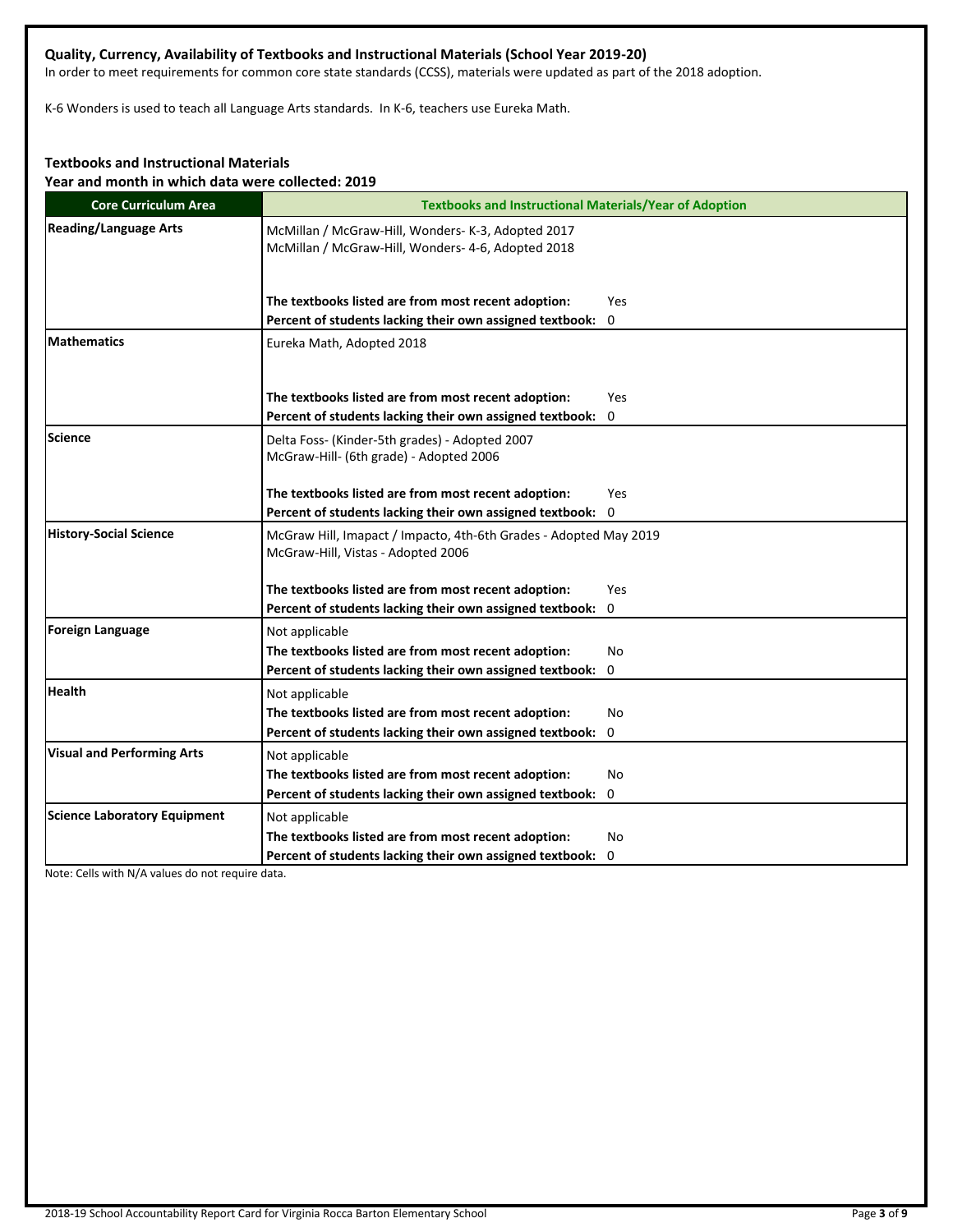### Quality, Currency, Availability of Textbooks and Instructional Materials (School Year 2019-20)

In order to meet requirements for common core state standards (CCSS), materials were updated as part of the 2018 adoption.

K-6 Wonders is used to teach all Language Arts standards. In K-6, teachers use Eureka Math.

### Textbooks and Instructional Materials

**Year and month in which data were collected: 2019**

| Core Curriculum Area | Textbooks and Instructional Materials/Year of Adoption |
|---|---|
| **Reading/Language Arts** | McMillan / McGraw-Hill, Wonders- K-3, Adopted 2017<br>McMillan / McGraw-Hill, Wonders- 4-6, Adopted 2018<br><br>**The textbooks listed are from most recent adoption:** Yes<br>**Percent of students lacking their own assigned textbook:** 0 |
| **Mathematics** | Eureka Math, Adopted 2018<br><br>**The textbooks listed are from most recent adoption:** Yes<br>**Percent of students lacking their own assigned textbook:** 0 |
| **Science** | Delta Foss- (Kinder-5th grades) - Adopted 2007<br>McGraw-Hill- (6th grade) - Adopted 2006<br><br>**The textbooks listed are from most recent adoption:** Yes<br>**Percent of students lacking their own assigned textbook:** 0 |
| **History-Social Science** | McGraw Hill, Imapact / Impacto, 4th-6th Grades - Adopted May 2019<br>McGraw-Hill, Vistas - Adopted 2006<br><br>**The textbooks listed are from most recent adoption:** Yes<br>**Percent of students lacking their own assigned textbook:** 0 |
| **Foreign Language** | Not applicable<br>**The textbooks listed are from most recent adoption:** No<br>**Percent of students lacking their own assigned textbook:** 0 |
| **Health** | Not applicable<br>**The textbooks listed are from most recent adoption:** No<br>**Percent of students lacking their own assigned textbook:** 0 |
| **Visual and Performing Arts** | Not applicable<br>**The textbooks listed are from most recent adoption:** No<br>**Percent of students lacking their own assigned textbook:** 0 |
| **Science Laboratory Equipment** | Not applicable<br>**The textbooks listed are from most recent adoption:** No<br>**Percent of students lacking their own assigned textbook:** 0 |

Note: Cells with N/A values do not require data.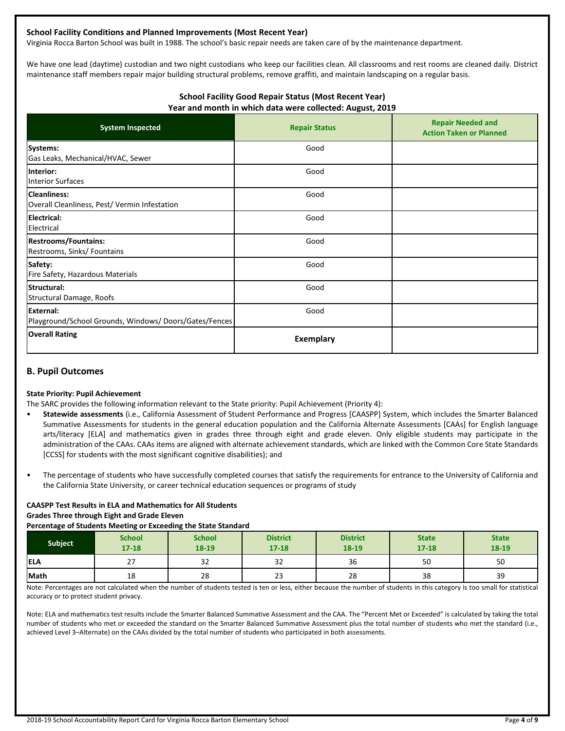**School Facility Conditions and Planned Improvements (Most Recent Year)**

Virginia Rocca Barton School was built in 1988. The school's basic repair needs are taken care of by the maintenance department.

We have one lead (daytime) custodian and two night custodians who keep our facilities clean. All classrooms and rest rooms are cleaned daily. District maintenance staff members repair major building structural problems, remove graffiti, and maintain landscaping on a regular basis.

**School Facility Good Repair Status (Most Recent Year)**
**Year and month in which data were collected: August, 2019**

| System Inspected | Repair Status | Repair Needed and Action Taken or Planned |
|---|---|---|
| **Systems:** Gas Leaks, Mechanical/HVAC, Sewer | Good | |
| **Interior:** Interior Surfaces | Good | |
| **Cleanliness:** Overall Cleanliness, Pest/ Vermin Infestation | Good | |
| **Electrical:** Electrical | Good | |
| **Restrooms/Fountains:** Restrooms, Sinks/ Fountains | Good | |
| **Safety:** Fire Safety, Hazardous Materials | Good | |
| **Structural:** Structural Damage, Roofs | Good | |
| **External:** Playground/School Grounds, Windows/ Doors/Gates/Fences | Good | |
| **Overall Rating** | **Exemplary** | |

## B. Pupil Outcomes

**State Priority: Pupil Achievement**

The SARC provides the following information relevant to the State priority: Pupil Achievement (Priority 4):

- **Statewide assessments** (i.e., California Assessment of Student Performance and Progress [CAASPP] System, which includes the Smarter Balanced Summative Assessments for students in the general education population and the California Alternate Assessments [CAAs] for English language arts/literacy [ELA] and mathematics given in grades three through eight and grade eleven. Only eligible students may participate in the administration of the CAAs. CAAs items are aligned with alternate achievement standards, which are linked with the Common Core State Standards [CCSS] for students with the most significant cognitive disabilities); and
- The percentage of students who have successfully completed courses that satisfy the requirements for entrance to the University of California and the California State University, or career technical education sequences or programs of study

**CAASPP Test Results in ELA and Mathematics for All Students**
**Grades Three through Eight and Grade Eleven**
**Percentage of Students Meeting or Exceeding the State Standard**

| Subject | School 17-18 | School 18-19 | District 17-18 | District 18-19 | State 17-18 | State 18-19 |
|---|---|---|---|---|---|---|
| **ELA** | 27 | 32 | 32 | 36 | 50 | 50 |
| **Math** | 18 | 28 | 23 | 28 | 38 | 39 |

Note: Percentages are not calculated when the number of students tested is ten or less, either because the number of students in this category is too small for statistical accuracy or to protect student privacy.

Note: ELA and mathematics test results include the Smarter Balanced Summative Assessment and the CAA. The "Percent Met or Exceeded" is calculated by taking the total number of students who met or exceeded the standard on the Smarter Balanced Summative Assessment plus the total number of students who met the standard (i.e., achieved Level 3–Alternate) on the CAAs divided by the total number of students who participated in both assessments.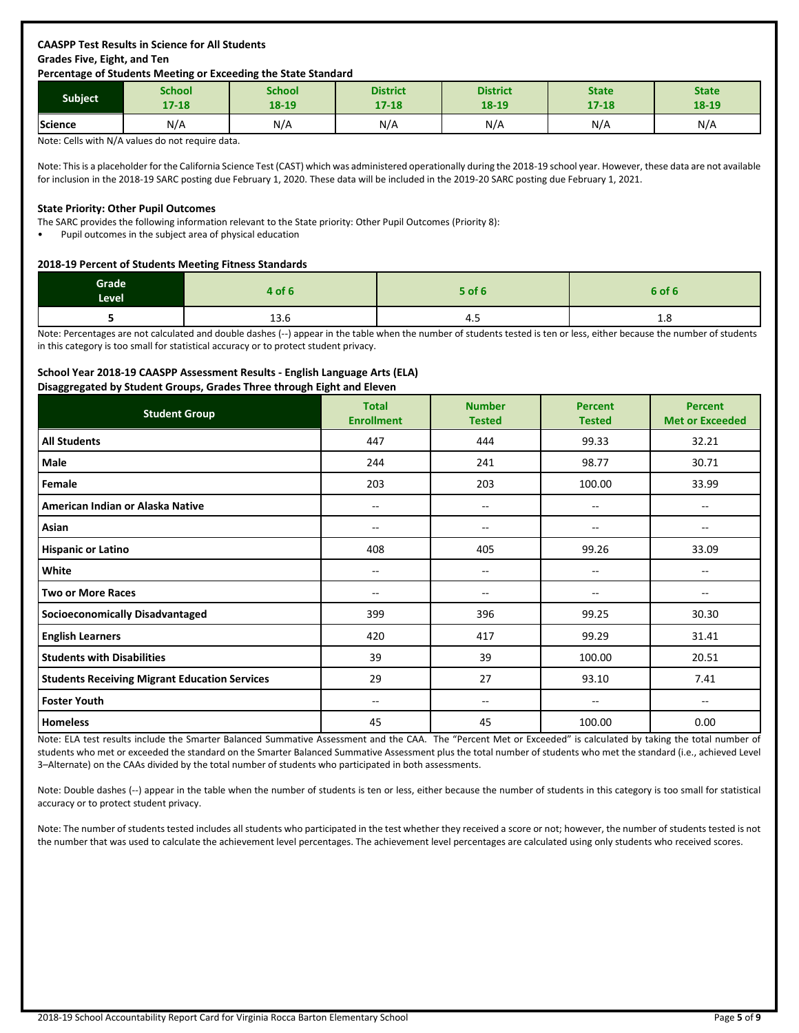**CAASPP Test Results in Science for All Students**
**Grades Five, Eight, and Ten**
**Percentage of Students Meeting or Exceeding the State Standard**

| Subject | School 17-18 | School 18-19 | District 17-18 | District 18-19 | State 17-18 | State 18-19 |
|---|---|---|---|---|---|---|
| Science | N/A | N/A | N/A | N/A | N/A | N/A |

Note: Cells with N/A values do not require data.

Note: This is a placeholder for the California Science Test (CAST) which was administered operationally during the 2018-19 school year. However, these data are not available for inclusion in the 2018-19 SARC posting due February 1, 2020. These data will be included in the 2019-20 SARC posting due February 1, 2021.

**State Priority: Other Pupil Outcomes**

The SARC provides the following information relevant to the State priority: Other Pupil Outcomes (Priority 8):

- Pupil outcomes in the subject area of physical education

**2018-19 Percent of Students Meeting Fitness Standards**

| Grade Level | 4 of 6 | 5 of 6 | 6 of 6 |
|---|---|---|---|
| 5 | 13.6 | 4.5 | 1.8 |

Note: Percentages are not calculated and double dashes (--) appear in the table when the number of students tested is ten or less, either because the number of students in this category is too small for statistical accuracy or to protect student privacy.

**School Year 2018-19 CAASPP Assessment Results - English Language Arts (ELA)**
**Disaggregated by Student Groups, Grades Three through Eight and Eleven**

| Student Group | Total Enrollment | Number Tested | Percent Tested | Percent Met or Exceeded |
|---|---|---|---|---|
| **All Students** | 447 | 444 | 99.33 | 32.21 |
| **Male** | 244 | 241 | 98.77 | 30.71 |
| **Female** | 203 | 203 | 100.00 | 33.99 |
| **American Indian or Alaska Native** | -- | -- | -- | -- |
| **Asian** | -- | -- | -- | -- |
| **Hispanic or Latino** | 408 | 405 | 99.26 | 33.09 |
| **White** | -- | -- | -- | -- |
| **Two or More Races** | -- | -- | -- | -- |
| **Socioeconomically Disadvantaged** | 399 | 396 | 99.25 | 30.30 |
| **English Learners** | 420 | 417 | 99.29 | 31.41 |
| **Students with Disabilities** | 39 | 39 | 100.00 | 20.51 |
| **Students Receiving Migrant Education Services** | 29 | 27 | 93.10 | 7.41 |
| **Foster Youth** | -- | -- | -- | -- |
| **Homeless** | 45 | 45 | 100.00 | 0.00 |

Note: ELA test results include the Smarter Balanced Summative Assessment and the CAA. The "Percent Met or Exceeded" is calculated by taking the total number of students who met or exceeded the standard on the Smarter Balanced Summative Assessment plus the total number of students who met the standard (i.e., achieved Level 3–Alternate) on the CAAs divided by the total number of students who participated in both assessments.

Note: Double dashes (--) appear in the table when the number of students is ten or less, either because the number of students in this category is too small for statistical accuracy or to protect student privacy.

Note: The number of students tested includes all students who participated in the test whether they received a score or not; however, the number of students tested is not the number that was used to calculate the achievement level percentages. The achievement level percentages are calculated using only students who received scores.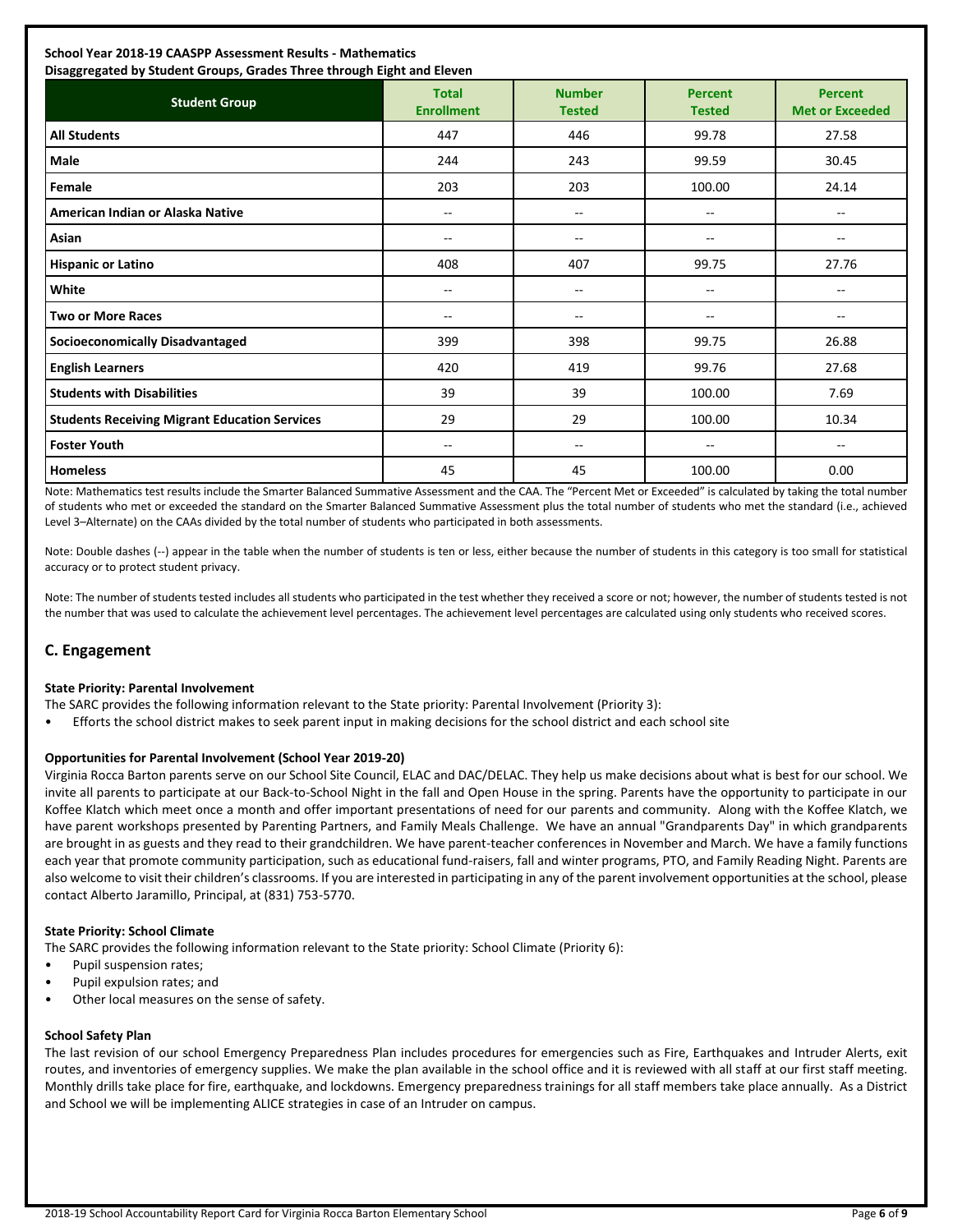**School Year 2018-19 CAASPP Assessment Results - Mathematics**
**Disaggregated by Student Groups, Grades Three through Eight and Eleven**

| Student Group | Total Enrollment | Number Tested | Percent Tested | Percent Met or Exceeded |
|---|---|---|---|---|
| **All Students** | 447 | 446 | 99.78 | 27.58 |
| **Male** | 244 | 243 | 99.59 | 30.45 |
| **Female** | 203 | 203 | 100.00 | 24.14 |
| **American Indian or Alaska Native** | -- | -- | -- | -- |
| **Asian** | -- | -- | -- | -- |
| **Hispanic or Latino** | 408 | 407 | 99.75 | 27.76 |
| **White** | -- | -- | -- | -- |
| **Two or More Races** | -- | -- | -- | -- |
| **Socioeconomically Disadvantaged** | 399 | 398 | 99.75 | 26.88 |
| **English Learners** | 420 | 419 | 99.76 | 27.68 |
| **Students with Disabilities** | 39 | 39 | 100.00 | 7.69 |
| **Students Receiving Migrant Education Services** | 29 | 29 | 100.00 | 10.34 |
| **Foster Youth** | -- | -- | -- | -- |
| **Homeless** | 45 | 45 | 100.00 | 0.00 |

Note: Mathematics test results include the Smarter Balanced Summative Assessment and the CAA. The "Percent Met or Exceeded" is calculated by taking the total number of students who met or exceeded the standard on the Smarter Balanced Summative Assessment plus the total number of students who met the standard (i.e., achieved Level 3–Alternate) on the CAAs divided by the total number of students who participated in both assessments.

Note: Double dashes (--) appear in the table when the number of students is ten or less, either because the number of students in this category is too small for statistical accuracy or to protect student privacy.

Note: The number of students tested includes all students who participated in the test whether they received a score or not; however, the number of students tested is not the number that was used to calculate the achievement level percentages. The achievement level percentages are calculated using only students who received scores.

## C. Engagement

**State Priority: Parental Involvement**

The SARC provides the following information relevant to the State priority: Parental Involvement (Priority 3):

- Efforts the school district makes to seek parent input in making decisions for the school district and each school site

**Opportunities for Parental Involvement (School Year 2019-20)**

Virginia Rocca Barton parents serve on our School Site Council, ELAC and DAC/DELAC. They help us make decisions about what is best for our school. We invite all parents to participate at our Back-to-School Night in the fall and Open House in the spring. Parents have the opportunity to participate in our Koffee Klatch which meet once a month and offer important presentations of need for our parents and community. Along with the Koffee Klatch, we have parent workshops presented by Parenting Partners, and Family Meals Challenge. We have an annual "Grandparents Day" in which grandparents are brought in as guests and they read to their grandchildren. We have parent-teacher conferences in November and March. We have a family functions each year that promote community participation, such as educational fund-raisers, fall and winter programs, PTO, and Family Reading Night. Parents are also welcome to visit their children's classrooms. If you are interested in participating in any of the parent involvement opportunities at the school, please contact Alberto Jaramillo, Principal, at (831) 753-5770.

**State Priority: School Climate**

The SARC provides the following information relevant to the State priority: School Climate (Priority 6):

- Pupil suspension rates;
- Pupil expulsion rates; and
- Other local measures on the sense of safety.

**School Safety Plan**

The last revision of our school Emergency Preparedness Plan includes procedures for emergencies such as Fire, Earthquakes and Intruder Alerts, exit routes, and inventories of emergency supplies. We make the plan available in the school office and it is reviewed with all staff at our first staff meeting. Monthly drills take place for fire, earthquake, and lockdowns. Emergency preparedness trainings for all staff members take place annually. As a District and School we will be implementing ALICE strategies in case of an Intruder on campus.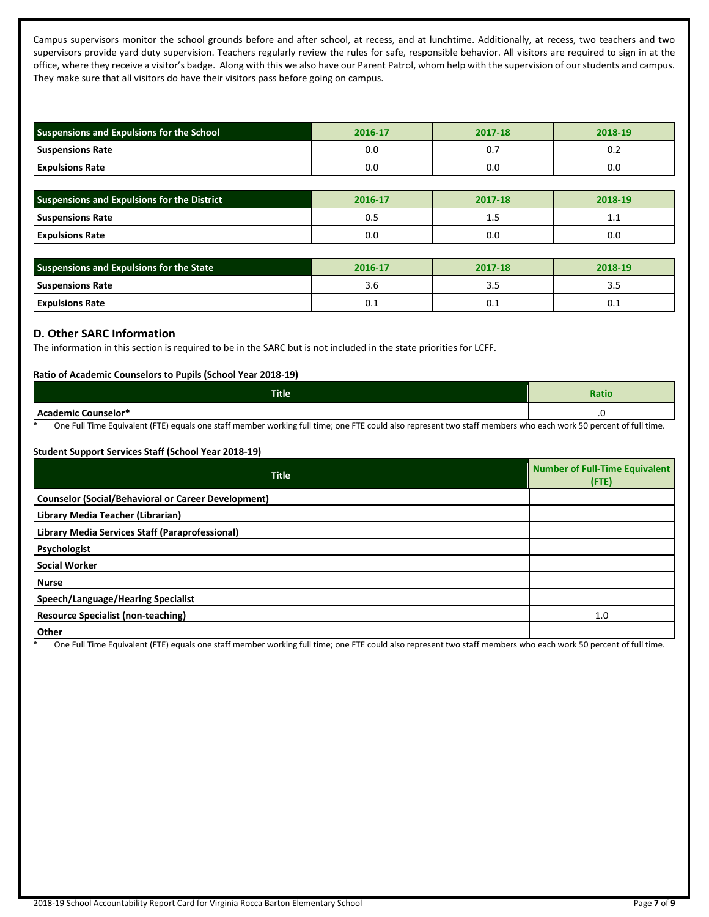Campus supervisors monitor the school grounds before and after school, at recess, and at lunchtime. Additionally, at recess, two teachers and two supervisors provide yard duty supervision. Teachers regularly review the rules for safe, responsible behavior. All visitors are required to sign in at the office, where they receive a visitor's badge. Along with this we also have our Parent Patrol, whom help with the supervision of our students and campus. They make sure that all visitors do have their visitors pass before going on campus.

| Suspensions and Expulsions for the School | 2016-17 | 2017-18 | 2018-19 |
|---|---|---|---|
| Suspensions Rate | 0.0 | 0.7 | 0.2 |
| Expulsions Rate | 0.0 | 0.0 | 0.0 |

| Suspensions and Expulsions for the District | 2016-17 | 2017-18 | 2018-19 |
|---|---|---|---|
| Suspensions Rate | 0.5 | 1.5 | 1.1 |
| Expulsions Rate | 0.0 | 0.0 | 0.0 |

| Suspensions and Expulsions for the State | 2016-17 | 2017-18 | 2018-19 |
|---|---|---|---|
| Suspensions Rate | 3.6 | 3.5 | 3.5 |
| Expulsions Rate | 0.1 | 0.1 | 0.1 |

## D. Other SARC Information

The information in this section is required to be in the SARC but is not included in the state priorities for LCFF.

**Ratio of Academic Counselors to Pupils (School Year 2018-19)**

| Title | Ratio |
|---|---|
| Academic Counselor* | .0 |

\* One Full Time Equivalent (FTE) equals one staff member working full time; one FTE could also represent two staff members who each work 50 percent of full time.

**Student Support Services Staff (School Year 2018-19)**

| Title | Number of Full-Time Equivalent (FTE) |
|---|---|
| Counselor (Social/Behavioral or Career Development) | |
| Library Media Teacher (Librarian) | |
| Library Media Services Staff (Paraprofessional) | |
| Psychologist | |
| Social Worker | |
| Nurse | |
| Speech/Language/Hearing Specialist | |
| Resource Specialist (non-teaching) | 1.0 |
| Other | |

\* One Full Time Equivalent (FTE) equals one staff member working full time; one FTE could also represent two staff members who each work 50 percent of full time.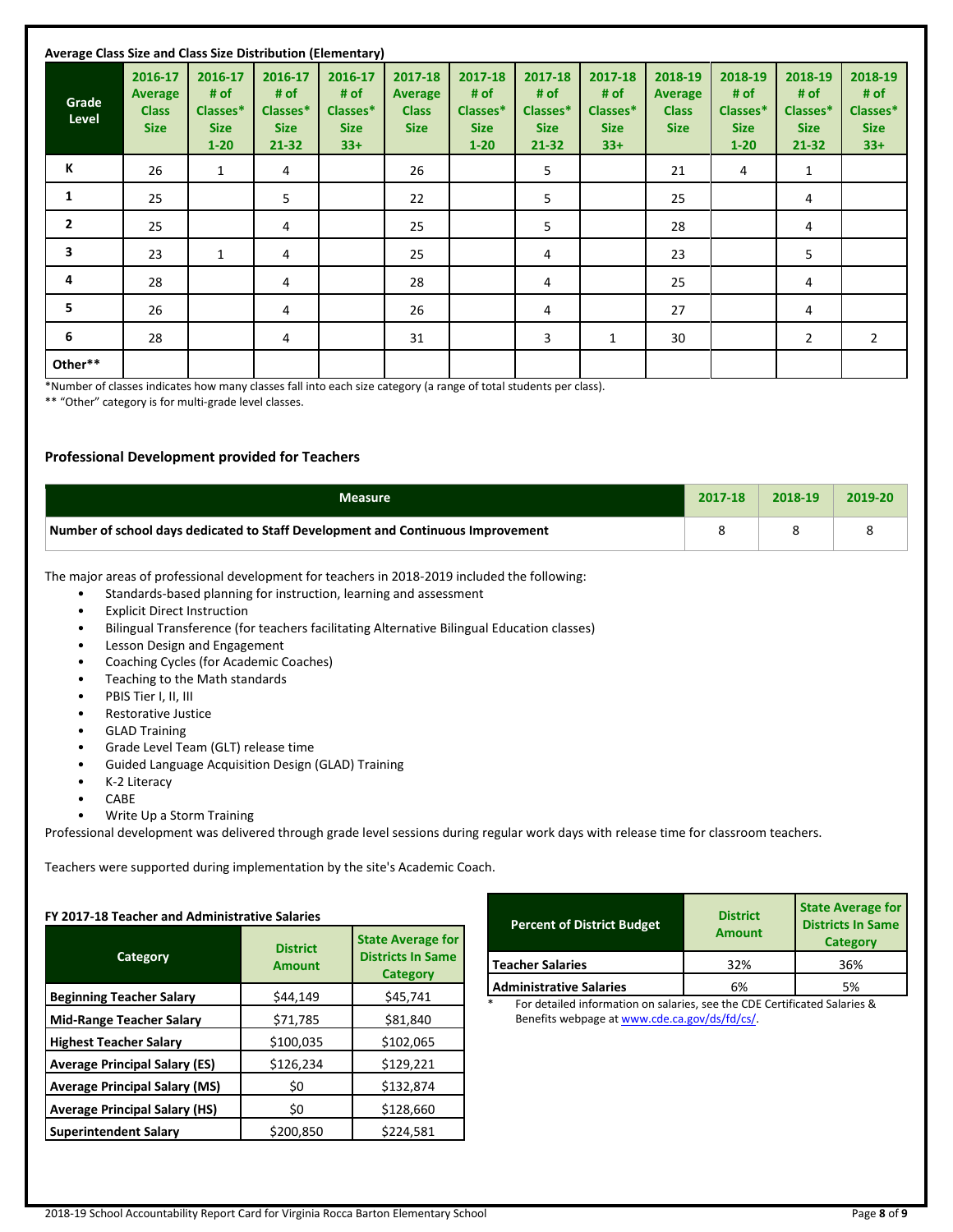**Average Class Size and Class Size Distribution (Elementary)**

| Grade Level | 2016-17 Average Class Size | 2016-17 # of Classes* Size 1-20 | 2016-17 # of Classes* Size 21-32 | 2016-17 # of Classes* Size 33+ | 2017-18 Average Class Size | 2017-18 # of Classes* Size 1-20 | 2017-18 # of Classes* Size 21-32 | 2017-18 # of Classes* Size 33+ | 2018-19 Average Class Size | 2018-19 # of Classes* Size 1-20 | 2018-19 # of Classes* Size 21-32 | 2018-19 # of Classes* Size 33+ |
|---|---|---|---|---|---|---|---|---|---|---|---|---|
| K | 26 | 1 | 4 | | 26 | | 5 | | 21 | 4 | 1 | |
| 1 | 25 | | 5 | | 22 | | 5 | | 25 | | 4 | |
| 2 | 25 | | 4 | | 25 | | 5 | | 28 | | 4 | |
| 3 | 23 | 1 | 4 | | 25 | | 4 | | 23 | | 5 | |
| 4 | 28 | | 4 | | 28 | | 4 | | 25 | | 4 | |
| 5 | 26 | | 4 | | 26 | | 4 | | 27 | | 4 | |
| 6 | 28 | | 4 | | 31 | | 3 | 1 | 30 | | 2 | 2 |
| Other** | | | | | | | | | | | | |

*Number of classes indicates how many classes fall into each size category (a range of total students per class).
** "Other" category is for multi-grade level classes.

## Professional Development provided for Teachers

| Measure | 2017-18 | 2018-19 | 2019-20 |
|---|---|---|---|
| Number of school days dedicated to Staff Development and Continuous Improvement | 8 | 8 | 8 |

The major areas of professional development for teachers in 2018-2019 included the following:

- Standards-based planning for instruction, learning and assessment
- Explicit Direct Instruction
- Bilingual Transference (for teachers facilitating Alternative Bilingual Education classes)
- Lesson Design and Engagement
- Coaching Cycles (for Academic Coaches)
- Teaching to the Math standards
- PBIS Tier I, II, III
- Restorative Justice
- GLAD Training
- Grade Level Team (GLT) release time
- Guided Language Acquisition Design (GLAD) Training
- K-2 Literacy
- CABE
- Write Up a Storm Training

Professional development was delivered through grade level sessions during regular work days with release time for classroom teachers.

Teachers were supported during implementation by the site's Academic Coach.

**FY 2017-18 Teacher and Administrative Salaries**

| Category | District Amount | State Average for Districts In Same Category |
|---|---|---|
| Beginning Teacher Salary | $44,149 | $45,741 |
| Mid-Range Teacher Salary | $71,785 | $81,840 |
| Highest Teacher Salary | $100,035 | $102,065 |
| Average Principal Salary (ES) | $126,234 | $129,221 |
| Average Principal Salary (MS) | $0 | $132,874 |
| Average Principal Salary (HS) | $0 | $128,660 |
| Superintendent Salary | $200,850 | $224,581 |

| Percent of District Budget | District Amount | State Average for Districts In Same Category |
|---|---|---|
| Teacher Salaries | 32% | 36% |
| Administrative Salaries | 6% | 5% |

* For detailed information on salaries, see the CDE Certificated Salaries & Benefits webpage at www.cde.ca.gov/ds/fd/cs/.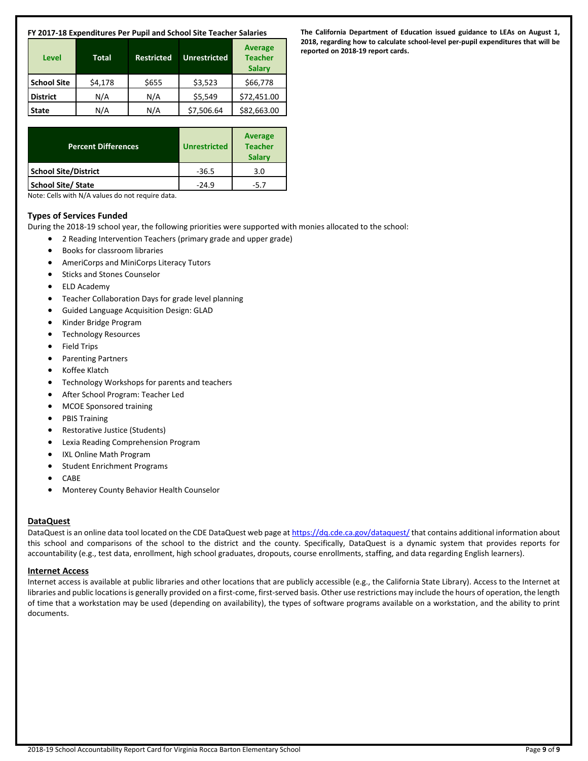**FY 2017-18 Expenditures Per Pupil and School Site Teacher Salaries**

| Level | Total | Restricted | Unrestricted | Average Teacher Salary |
|---|---|---|---|---|
| School Site | $4,178 | $655 | $3,523 | $66,778 |
| District | N/A | N/A | $5,549 | $72,451.00 |
| State | N/A | N/A | $7,506.64 | $82,663.00 |

| Percent Differences | Unrestricted | Average Teacher Salary |
|---|---|---|
| School Site/District | -36.5 | 3.0 |
| School Site/ State | -24.9 | -5.7 |

Note: Cells with N/A values do not require data.

**The California Department of Education issued guidance to LEAs on August 1, 2018, regarding how to calculate school-level per-pupil expenditures that will be reported on 2018-19 report cards.**

### Types of Services Funded

During the 2018-19 school year, the following priorities were supported with monies allocated to the school:

- 2 Reading Intervention Teachers (primary grade and upper grade)
- Books for classroom libraries
- AmeriCorps and MiniCorps Literacy Tutors
- Sticks and Stones Counselor
- ELD Academy
- Teacher Collaboration Days for grade level planning
- Guided Language Acquisition Design: GLAD
- Kinder Bridge Program
- Technology Resources
- Field Trips
- Parenting Partners
- Koffee Klatch
- Technology Workshops for parents and teachers
- After School Program: Teacher Led
- MCOE Sponsored training
- PBIS Training
- Restorative Justice (Students)
- Lexia Reading Comprehension Program
- IXL Online Math Program
- Student Enrichment Programs
- CABE
- Monterey County Behavior Health Counselor

### DataQuest

DataQuest is an online data tool located on the CDE DataQuest web page at https://dq.cde.ca.gov/dataquest/ that contains additional information about this school and comparisons of the school to the district and the county. Specifically, DataQuest is a dynamic system that provides reports for accountability (e.g., test data, enrollment, high school graduates, dropouts, course enrollments, staffing, and data regarding English learners).

### Internet Access

Internet access is available at public libraries and other locations that are publicly accessible (e.g., the California State Library). Access to the Internet at libraries and public locations is generally provided on a first-come, first-served basis. Other use restrictions may include the hours of operation, the length of time that a workstation may be used (depending on availability), the types of software programs available on a workstation, and the ability to print documents.